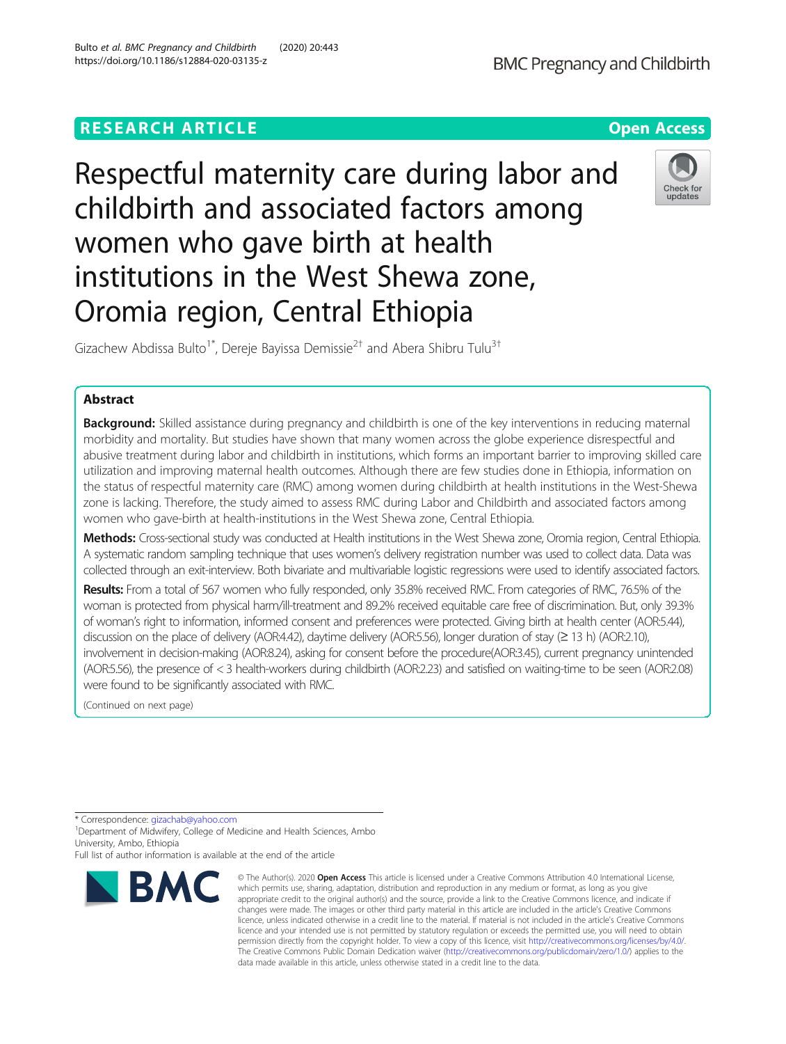# RESEARCH ARTICLE

Open Access

# Respectful maternity care during labor and childbirth and associated factors among women who gave birth at health institutions in the West Shewa zone, Oromia region, Central Ethiopia

Gizachew Abdissa Bulto[1*], Dereje Bayissa Demissie[2†] and Abera Shibru Tulu[3†]

## Abstract

**Background:** Skilled assistance during pregnancy and childbirth is one of the key interventions in reducing maternal morbidity and mortality. But studies have shown that many women across the globe experience disrespectful and abusive treatment during labor and childbirth in institutions, which forms an important barrier to improving skilled care utilization and improving maternal health outcomes. Although there are few studies done in Ethiopia, information on the status of respectful maternity care (RMC) among women during childbirth at health institutions in the West-Shewa zone is lacking. Therefore, the study aimed to assess RMC during Labor and Childbirth and associated factors among women who gave-birth at health-institutions in the West Shewa zone, Central Ethiopia.

**Methods:** Cross-sectional study was conducted at Health institutions in the West Shewa zone, Oromia region, Central Ethiopia. A systematic random sampling technique that uses women's delivery registration number was used to collect data. Data was collected through an exit-interview. Both bivariate and multivariable logistic regressions were used to identify associated factors.

**Results:** From a total of 567 women who fully responded, only 35.8% received RMC. From categories of RMC, 76.5% of the woman is protected from physical harm/ill-treatment and 89.2% received equitable care free of discrimination. But, only 39.3% of woman's right to information, informed consent and preferences were protected. Giving birth at health center (AOR:5.44), discussion on the place of delivery (AOR:4.42), daytime delivery (AOR:5.56), longer duration of stay (≥ 13 h) (AOR:2.10), involvement in decision-making (AOR:8.24), asking for consent before the procedure(AOR:3.45), current pregnancy unintended (AOR:5.56), the presence of < 3 health-workers during childbirth (AOR:2.23) and satisfied on waiting-time to be seen (AOR:2.08) were found to be significantly associated with RMC.

(Continued on next page)

\* Correspondence: gizachab@yahoo.com

[1]Department of Midwifery, College of Medicine and Health Sciences, Ambo University, Ambo, Ethiopia

Full list of author information is available at the end of the article

© The Author(s). 2020 **Open Access** This article is licensed under a Creative Commons Attribution 4.0 International License, which permits use, sharing, adaptation, distribution and reproduction in any medium or format, as long as you give appropriate credit to the original author(s) and the source, provide a link to the Creative Commons licence, and indicate if changes were made. The images or other third party material in this article are included in the article's Creative Commons licence, unless indicated otherwise in a credit line to the material. If material is not included in the article's Creative Commons licence and your intended use is not permitted by statutory regulation or exceeds the permitted use, you will need to obtain permission directly from the copyright holder. To view a copy of this licence, visit http://creativecommons.org/licenses/by/4.0/. The Creative Commons Public Domain Dedication waiver (http://creativecommons.org/publicdomain/zero/1.0/) applies to the data made available in this article, unless otherwise stated in a credit line to the data.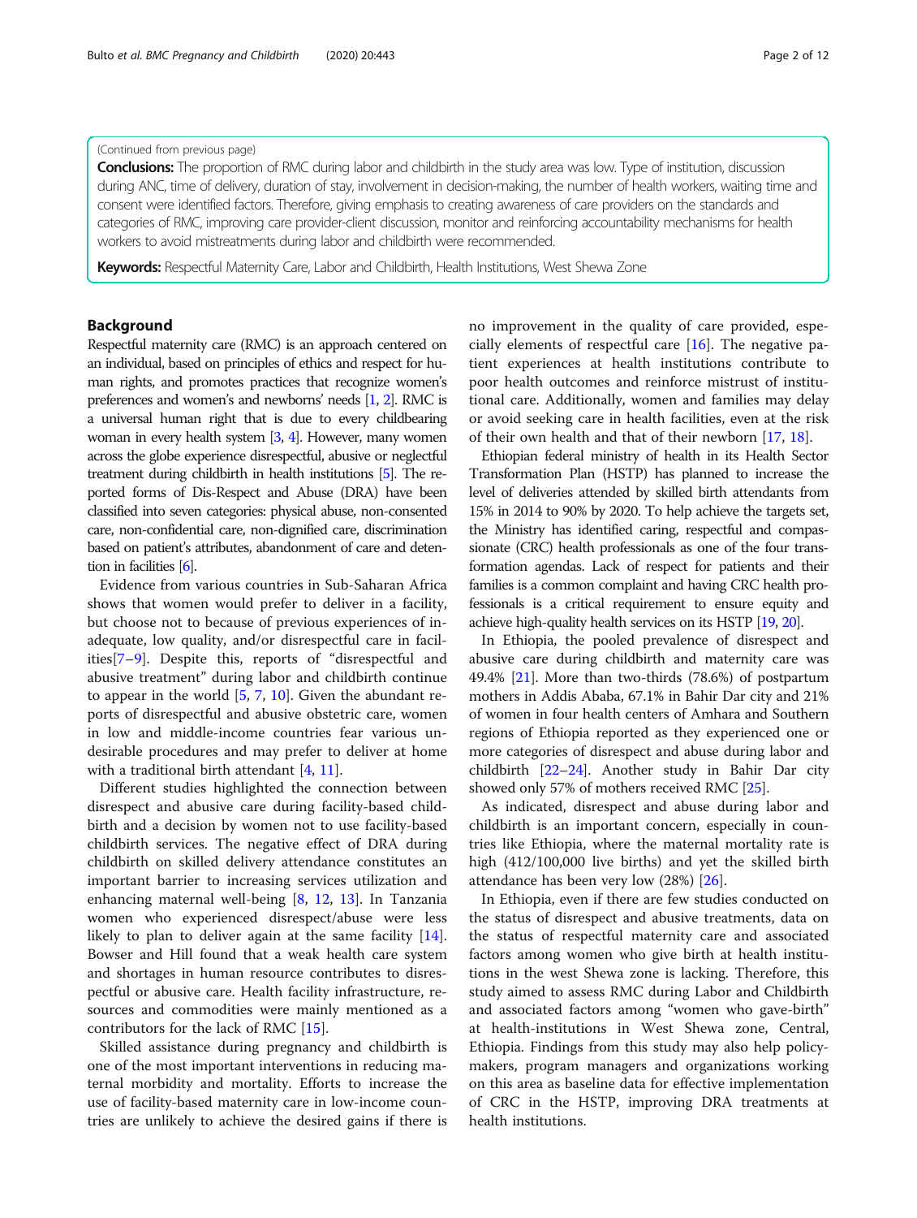(Continued from previous page)

**Conclusions:** The proportion of RMC during labor and childbirth in the study area was low. Type of institution, discussion during ANC, time of delivery, duration of stay, involvement in decision-making, the number of health workers, waiting time and consent were identified factors. Therefore, giving emphasis to creating awareness of care providers on the standards and categories of RMC, improving care provider-client discussion, monitor and reinforcing accountability mechanisms for health workers to avoid mistreatments during labor and childbirth were recommended.

**Keywords:** Respectful Maternity Care, Labor and Childbirth, Health Institutions, West Shewa Zone

## Background

Respectful maternity care (RMC) is an approach centered on an individual, based on principles of ethics and respect for human rights, and promotes practices that recognize women's preferences and women's and newborns' needs [1, 2]. RMC is a universal human right that is due to every childbearing woman in every health system [3, 4]. However, many women across the globe experience disrespectful, abusive or neglectful treatment during childbirth in health institutions [5]. The reported forms of Dis-Respect and Abuse (DRA) have been classified into seven categories: physical abuse, non-consented care, non-confidential care, non-dignified care, discrimination based on patient's attributes, abandonment of care and detention in facilities [6].

Evidence from various countries in Sub-Saharan Africa shows that women would prefer to deliver in a facility, but choose not to because of previous experiences of inadequate, low quality, and/or disrespectful care in facilities[7–9]. Despite this, reports of "disrespectful and abusive treatment" during labor and childbirth continue to appear in the world [5, 7, 10]. Given the abundant reports of disrespectful and abusive obstetric care, women in low and middle-income countries fear various undesirable procedures and may prefer to deliver at home with a traditional birth attendant [4, 11].

Different studies highlighted the connection between disrespect and abusive care during facility-based childbirth and a decision by women not to use facility-based childbirth services. The negative effect of DRA during childbirth on skilled delivery attendance constitutes an important barrier to increasing services utilization and enhancing maternal well-being [8, 12, 13]. In Tanzania women who experienced disrespect/abuse were less likely to plan to deliver again at the same facility [14]. Bowser and Hill found that a weak health care system and shortages in human resource contributes to disrespectful or abusive care. Health facility infrastructure, resources and commodities were mainly mentioned as a contributors for the lack of RMC [15].

Skilled assistance during pregnancy and childbirth is one of the most important interventions in reducing maternal morbidity and mortality. Efforts to increase the use of facility-based maternity care in low-income countries are unlikely to achieve the desired gains if there is no improvement in the quality of care provided, especially elements of respectful care [16]. The negative patient experiences at health institutions contribute to poor health outcomes and reinforce mistrust of institutional care. Additionally, women and families may delay or avoid seeking care in health facilities, even at the risk of their own health and that of their newborn [17, 18].

Ethiopian federal ministry of health in its Health Sector Transformation Plan (HSTP) has planned to increase the level of deliveries attended by skilled birth attendants from 15% in 2014 to 90% by 2020. To help achieve the targets set, the Ministry has identified caring, respectful and compassionate (CRC) health professionals as one of the four transformation agendas. Lack of respect for patients and their families is a common complaint and having CRC health professionals is a critical requirement to ensure equity and achieve high-quality health services on its HSTP [19, 20].

In Ethiopia, the pooled prevalence of disrespect and abusive care during childbirth and maternity care was 49.4% [21]. More than two-thirds (78.6%) of postpartum mothers in Addis Ababa, 67.1% in Bahir Dar city and 21% of women in four health centers of Amhara and Southern regions of Ethiopia reported as they experienced one or more categories of disrespect and abuse during labor and childbirth [22–24]. Another study in Bahir Dar city showed only 57% of mothers received RMC [25].

As indicated, disrespect and abuse during labor and childbirth is an important concern, especially in countries like Ethiopia, where the maternal mortality rate is high (412/100,000 live births) and yet the skilled birth attendance has been very low (28%) [26].

In Ethiopia, even if there are few studies conducted on the status of disrespect and abusive treatments, data on the status of respectful maternity care and associated factors among women who give birth at health institutions in the west Shewa zone is lacking. Therefore, this study aimed to assess RMC during Labor and Childbirth and associated factors among "women who gave-birth" at health-institutions in West Shewa zone, Central, Ethiopia. Findings from this study may also help policy-makers, program managers and organizations working on this area as baseline data for effective implementation of CRC in the HSTP, improving DRA treatments at health institutions.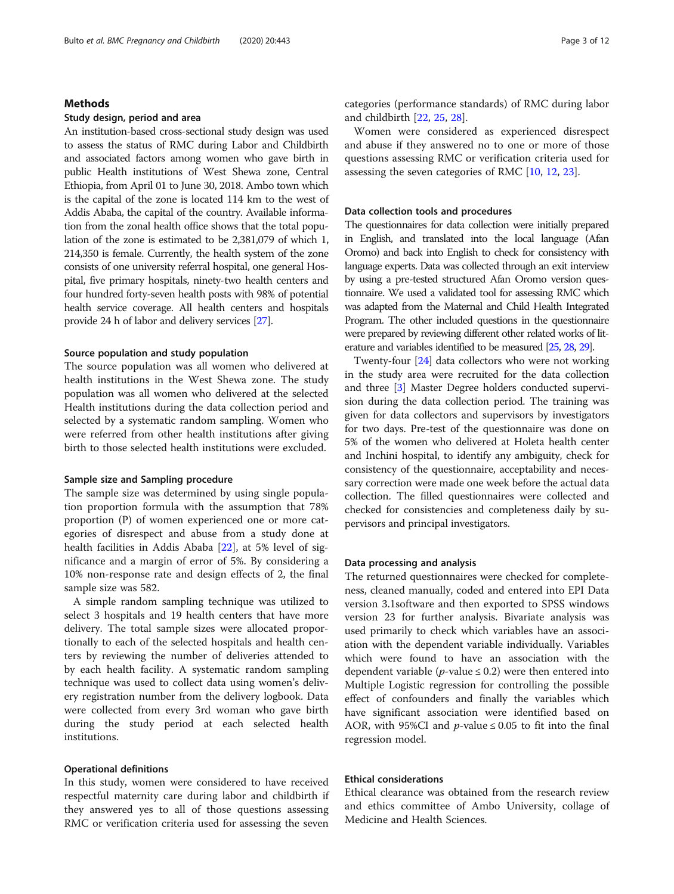## Methods

### Study design, period and area

An institution-based cross-sectional study design was used to assess the status of RMC during Labor and Childbirth and associated factors among women who gave birth in public Health institutions of West Shewa zone, Central Ethiopia, from April 01 to June 30, 2018. Ambo town which is the capital of the zone is located 114 km to the west of Addis Ababa, the capital of the country. Available information from the zonal health office shows that the total population of the zone is estimated to be 2,381,079 of which 1, 214,350 is female. Currently, the health system of the zone consists of one university referral hospital, one general Hospital, five primary hospitals, ninety-two health centers and four hundred forty-seven health posts with 98% of potential health service coverage. All health centers and hospitals provide 24 h of labor and delivery services [27].

### Source population and study population

The source population was all women who delivered at health institutions in the West Shewa zone. The study population was all women who delivered at the selected Health institutions during the data collection period and selected by a systematic random sampling. Women who were referred from other health institutions after giving birth to those selected health institutions were excluded.

### Sample size and Sampling procedure

The sample size was determined by using single population proportion formula with the assumption that 78% proportion (P) of women experienced one or more categories of disrespect and abuse from a study done at health facilities in Addis Ababa [22], at 5% level of significance and a margin of error of 5%. By considering a 10% non-response rate and design effects of 2, the final sample size was 582.

A simple random sampling technique was utilized to select 3 hospitals and 19 health centers that have more delivery. The total sample sizes were allocated proportionally to each of the selected hospitals and health centers by reviewing the number of deliveries attended to by each health facility. A systematic random sampling technique was used to collect data using women's delivery registration number from the delivery logbook. Data were collected from every 3rd woman who gave birth during the study period at each selected health institutions.

### Operational definitions

In this study, women were considered to have received respectful maternity care during labor and childbirth if they answered yes to all of those questions assessing RMC or verification criteria used for assessing the seven categories (performance standards) of RMC during labor and childbirth [22, 25, 28].

Women were considered as experienced disrespect and abuse if they answered no to one or more of those questions assessing RMC or verification criteria used for assessing the seven categories of RMC [10, 12, 23].

### Data collection tools and procedures

The questionnaires for data collection were initially prepared in English, and translated into the local language (Afan Oromo) and back into English to check for consistency with language experts. Data was collected through an exit interview by using a pre-tested structured Afan Oromo version questionnaire. We used a validated tool for assessing RMC which was adapted from the Maternal and Child Health Integrated Program. The other included questions in the questionnaire were prepared by reviewing different other related works of literature and variables identified to be measured [25, 28, 29].

Twenty-four [24] data collectors who were not working in the study area were recruited for the data collection and three [3] Master Degree holders conducted supervision during the data collection period. The training was given for data collectors and supervisors by investigators for two days. Pre-test of the questionnaire was done on 5% of the women who delivered at Holeta health center and Inchini hospital, to identify any ambiguity, check for consistency of the questionnaire, acceptability and necessary correction were made one week before the actual data collection. The filled questionnaires were collected and checked for consistencies and completeness daily by supervisors and principal investigators.

### Data processing and analysis

The returned questionnaires were checked for completeness, cleaned manually, coded and entered into EPI Data version 3.1software and then exported to SPSS windows version 23 for further analysis. Bivariate analysis was used primarily to check which variables have an association with the dependent variable individually. Variables which were found to have an association with the dependent variable ($p$-value ≤ 0.2) were then entered into Multiple Logistic regression for controlling the possible effect of confounders and finally the variables which have significant association were identified based on AOR, with 95%CI and $p$-value ≤ 0.05 to fit into the final regression model.

### Ethical considerations

Ethical clearance was obtained from the research review and ethics committee of Ambo University, collage of Medicine and Health Sciences.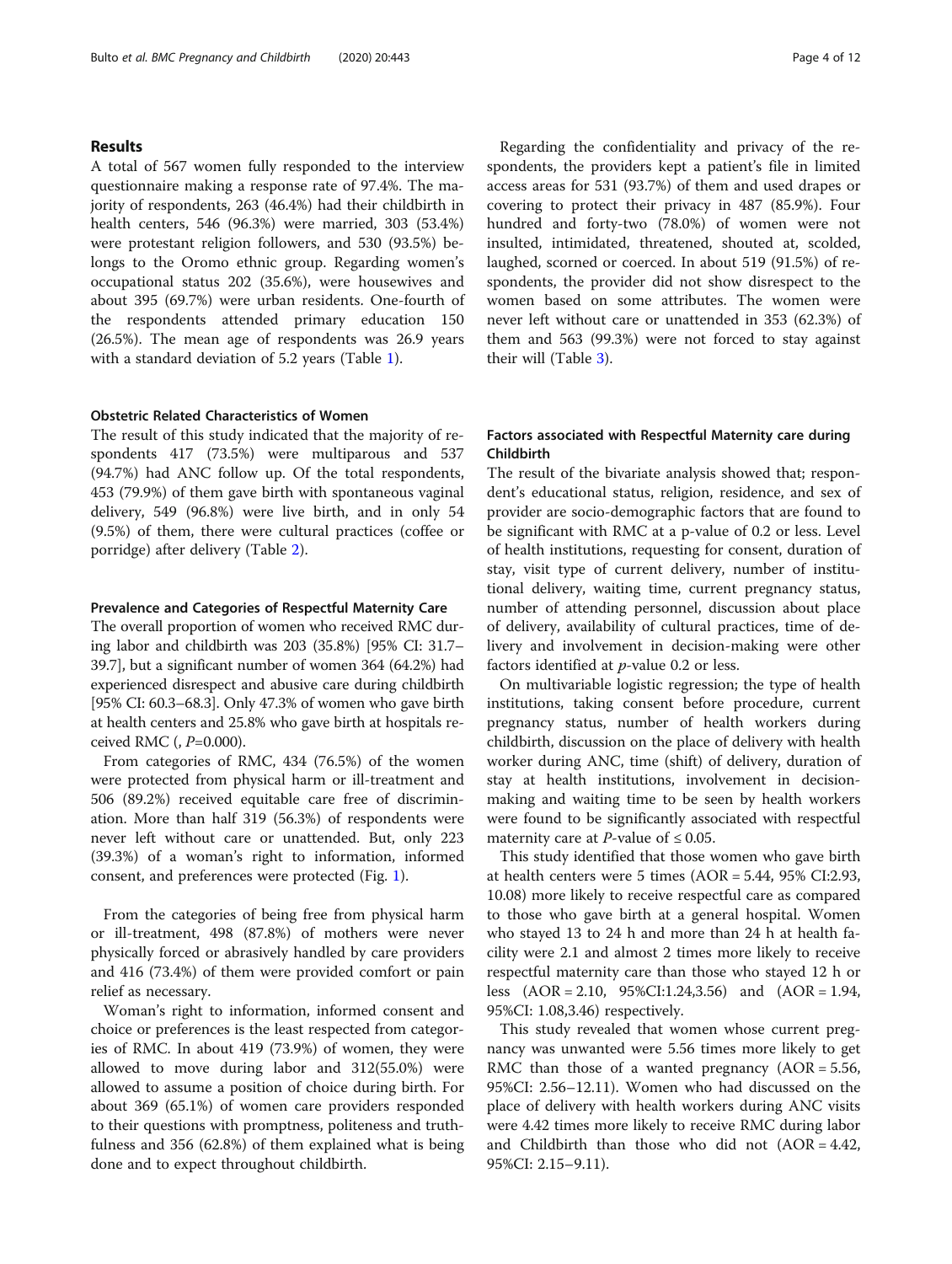## Results

A total of 567 women fully responded to the interview questionnaire making a response rate of 97.4%. The majority of respondents, 263 (46.4%) had their childbirth in health centers, 546 (96.3%) were married, 303 (53.4%) were protestant religion followers, and 530 (93.5%) belongs to the Oromo ethnic group. Regarding women's occupational status 202 (35.6%), were housewives and about 395 (69.7%) were urban residents. One-fourth of the respondents attended primary education 150 (26.5%). The mean age of respondents was 26.9 years with a standard deviation of 5.2 years (Table 1).

### Obstetric Related Characteristics of Women

The result of this study indicated that the majority of respondents 417 (73.5%) were multiparous and 537 (94.7%) had ANC follow up. Of the total respondents, 453 (79.9%) of them gave birth with spontaneous vaginal delivery, 549 (96.8%) were live birth, and in only 54 (9.5%) of them, there were cultural practices (coffee or porridge) after delivery (Table 2).

### Prevalence and Categories of Respectful Maternity Care

The overall proportion of women who received RMC during labor and childbirth was 203 (35.8%) [95% CI: 31.7–39.7], but a significant number of women 364 (64.2%) had experienced disrespect and abusive care during childbirth [95% CI: 60.3–68.3]. Only 47.3% of women who gave birth at health centers and 25.8% who gave birth at hospitals received RMC (, *P*=0.000).

From categories of RMC, 434 (76.5%) of the women were protected from physical harm or ill-treatment and 506 (89.2%) received equitable care free of discrimination. More than half 319 (56.3%) of respondents were never left without care or unattended. But, only 223 (39.3%) of a woman's right to information, informed consent, and preferences were protected (Fig. 1).

From the categories of being free from physical harm or ill-treatment, 498 (87.8%) of mothers were never physically forced or abrasively handled by care providers and 416 (73.4%) of them were provided comfort or pain relief as necessary.

Woman's right to information, informed consent and choice or preferences is the least respected from categories of RMC. In about 419 (73.9%) of women, they were allowed to move during labor and 312(55.0%) were allowed to assume a position of choice during birth. For about 369 (65.1%) of women care providers responded to their questions with promptness, politeness and truthfulness and 356 (62.8%) of them explained what is being done and to expect throughout childbirth.

Regarding the confidentiality and privacy of the respondents, the providers kept a patient's file in limited access areas for 531 (93.7%) of them and used drapes or covering to protect their privacy in 487 (85.9%). Four hundred and forty-two (78.0%) of women were not insulted, intimidated, threatened, shouted at, scolded, laughed, scorned or coerced. In about 519 (91.5%) of respondents, the provider did not show disrespect to the women based on some attributes. The women were never left without care or unattended in 353 (62.3%) of them and 563 (99.3%) were not forced to stay against their will (Table 3).

### Factors associated with Respectful Maternity care during Childbirth

The result of the bivariate analysis showed that; respondent's educational status, religion, residence, and sex of provider are socio-demographic factors that are found to be significant with RMC at a p-value of 0.2 or less. Level of health institutions, requesting for consent, duration of stay, visit type of current delivery, number of institutional delivery, waiting time, current pregnancy status, number of attending personnel, discussion about place of delivery, availability of cultural practices, time of delivery and involvement in decision-making were other factors identified at *p*-value 0.2 or less.

On multivariable logistic regression; the type of health institutions, taking consent before procedure, current pregnancy status, number of health workers during childbirth, discussion on the place of delivery with health worker during ANC, time (shift) of delivery, duration of stay at health institutions, involvement in decision-making and waiting time to be seen by health workers were found to be significantly associated with respectful maternity care at *P*-value of ≤ 0.05.

This study identified that those women who gave birth at health centers were 5 times (AOR = 5.44, 95% CI:2.93, 10.08) more likely to receive respectful care as compared to those who gave birth at a general hospital. Women who stayed 13 to 24 h and more than 24 h at health facility were 2.1 and almost 2 times more likely to receive respectful maternity care than those who stayed 12 h or less (AOR = 2.10, 95%CI:1.24,3.56) and (AOR = 1.94, 95%CI: 1.08,3.46) respectively.

This study revealed that women whose current pregnancy was unwanted were 5.56 times more likely to get RMC than those of a wanted pregnancy (AOR = 5.56, 95%CI: 2.56–12.11). Women who had discussed on the place of delivery with health workers during ANC visits were 4.42 times more likely to receive RMC during labor and Childbirth than those who did not (AOR = 4.42, 95%CI: 2.15–9.11).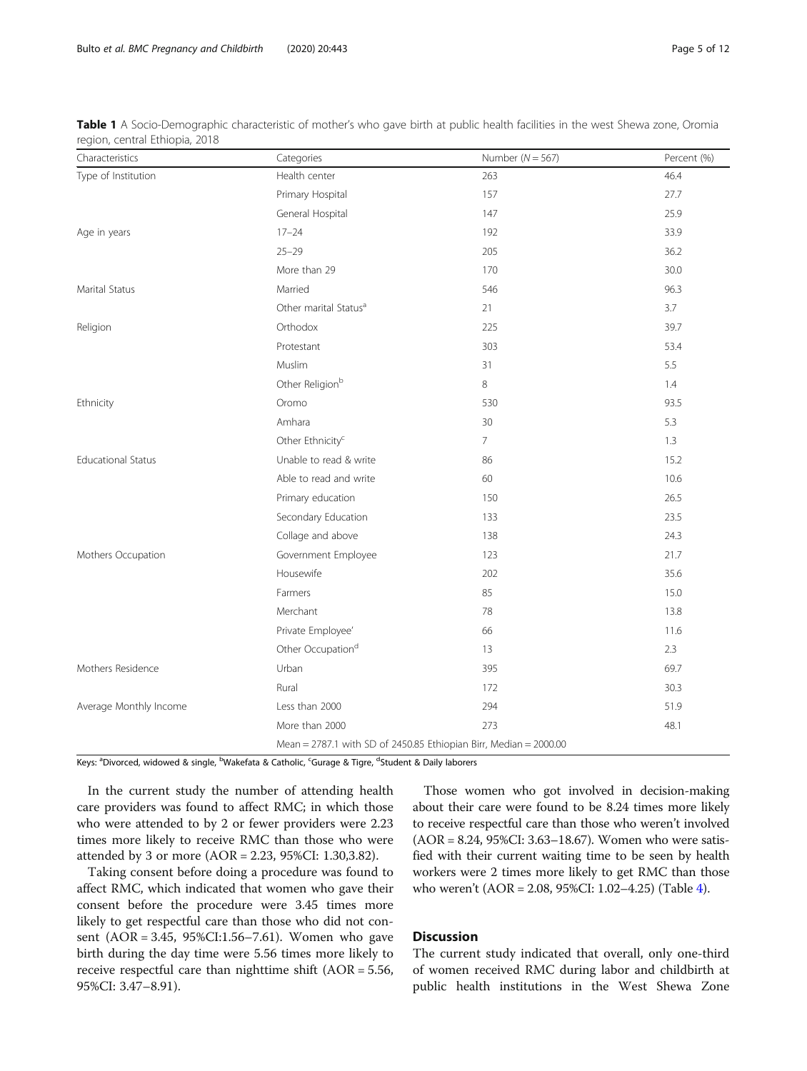**Table 1** A Socio-Demographic characteristic of mother's who gave birth at public health facilities in the west Shewa zone, Oromia region, central Ethiopia, 2018

| Characteristics | Categories | Number (N = 567) | Percent (%) |
|---|---|---|---|
| Type of Institution | Health center | 263 | 46.4 |
| | Primary Hospital | 157 | 27.7 |
| | General Hospital | 147 | 25.9 |
| Age in years | 17–24 | 192 | 33.9 |
| | 25–29 | 205 | 36.2 |
| | More than 29 | 170 | 30.0 |
| Marital Status | Married | 546 | 96.3 |
| | Other marital Status[a] | 21 | 3.7 |
| Religion | Orthodox | 225 | 39.7 |
| | Protestant | 303 | 53.4 |
| | Muslim | 31 | 5.5 |
| | Other Religion[b] | 8 | 1.4 |
| Ethnicity | Oromo | 530 | 93.5 |
| | Amhara | 30 | 5.3 |
| | Other Ethnicity[c] | 7 | 1.3 |
| Educational Status | Unable to read & write | 86 | 15.2 |
| | Able to read and write | 60 | 10.6 |
| | Primary education | 150 | 26.5 |
| | Secondary Education | 133 | 23.5 |
| | Collage and above | 138 | 24.3 |
| Mothers Occupation | Government Employee | 123 | 21.7 |
| | Housewife | 202 | 35.6 |
| | Farmers | 85 | 15.0 |
| | Merchant | 78 | 13.8 |
| | Private Employee' | 66 | 11.6 |
| | Other Occupation[d] | 13 | 2.3 |
| Mothers Residence | Urban | 395 | 69.7 |
| | Rural | 172 | 30.3 |
| Average Monthly Income | Less than 2000 | 294 | 51.9 |
| | More than 2000 | 273 | 48.1 |
| | Mean = 2787.1 with SD of 2450.85 Ethiopian Birr, Median = 2000.00 | | |

Keys: [a]Divorced, widowed & single, [b]Wakefata & Catholic, [c]Gurage & Tigre, [d]Student & Daily laborers

In the current study the number of attending health care providers was found to affect RMC; in which those who were attended to by 2 or fewer providers were 2.23 times more likely to receive RMC than those who were attended by 3 or more (AOR = 2.23, 95%CI: 1.30,3.82).

Taking consent before doing a procedure was found to affect RMC, which indicated that women who gave their consent before the procedure were 3.45 times more likely to get respectful care than those who did not consent (AOR = 3.45, 95%CI:1.56–7.61). Women who gave birth during the day time were 5.56 times more likely to receive respectful care than nighttime shift (AOR = 5.56, 95%CI: 3.47–8.91).

Those women who got involved in decision-making about their care were found to be 8.24 times more likely to receive respectful care than those who weren't involved (AOR = 8.24, 95%CI: 3.63–18.67). Women who were satisfied with their current waiting time to be seen by health workers were 2 times more likely to get RMC than those who weren't (AOR = 2.08, 95%CI: 1.02–4.25) (Table 4).

## Discussion

The current study indicated that overall, only one-third of women received RMC during labor and childbirth at public health institutions in the West Shewa Zone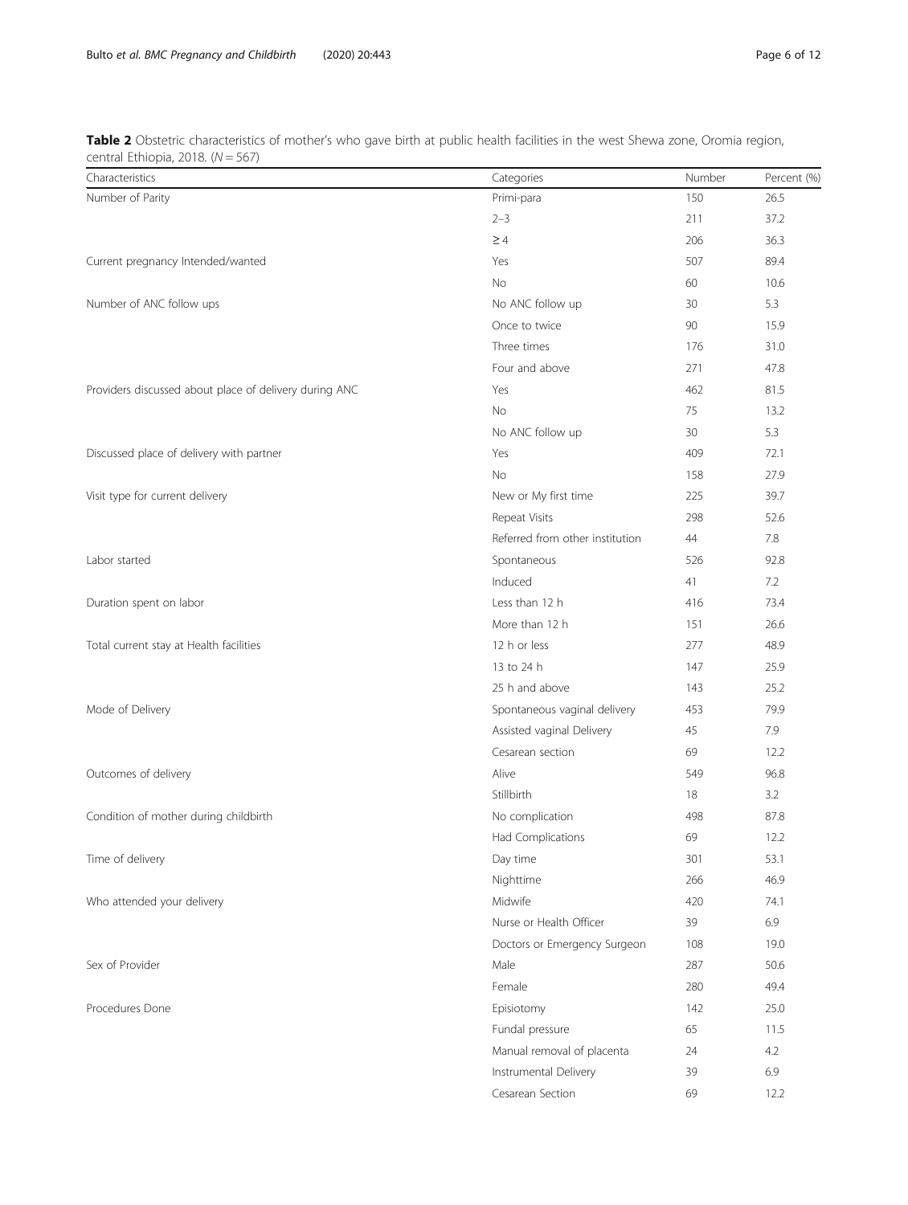**Table 2** Obstetric characteristics of mother's who gave birth at public health facilities in the west Shewa zone, Oromia region, central Ethiopia, 2018. ($N = 567$)

| Characteristics | Categories | Number | Percent (%) |
|---|---|---|---|
| Number of Parity | Primi-para | 150 | 26.5 |
| | 2–3 | 211 | 37.2 |
| | ≥ 4 | 206 | 36.3 |
| Current pregnancy Intended/wanted | Yes | 507 | 89.4 |
| | No | 60 | 10.6 |
| Number of ANC follow ups | No ANC follow up | 30 | 5.3 |
| | Once to twice | 90 | 15.9 |
| | Three times | 176 | 31.0 |
| | Four and above | 271 | 47.8 |
| Providers discussed about place of delivery during ANC | Yes | 462 | 81.5 |
| | No | 75 | 13.2 |
| | No ANC follow up | 30 | 5.3 |
| Discussed place of delivery with partner | Yes | 409 | 72.1 |
| | No | 158 | 27.9 |
| Visit type for current delivery | New or My first time | 225 | 39.7 |
| | Repeat Visits | 298 | 52.6 |
| | Referred from other institution | 44 | 7.8 |
| Labor started | Spontaneous | 526 | 92.8 |
| | Induced | 41 | 7.2 |
| Duration spent on labor | Less than 12 h | 416 | 73.4 |
| | More than 12 h | 151 | 26.6 |
| Total current stay at Health facilities | 12 h or less | 277 | 48.9 |
| | 13 to 24 h | 147 | 25.9 |
| | 25 h and above | 143 | 25.2 |
| Mode of Delivery | Spontaneous vaginal delivery | 453 | 79.9 |
| | Assisted vaginal Delivery | 45 | 7.9 |
| | Cesarean section | 69 | 12.2 |
| Outcomes of delivery | Alive | 549 | 96.8 |
| | Stillbirth | 18 | 3.2 |
| Condition of mother during childbirth | No complication | 498 | 87.8 |
| | Had Complications | 69 | 12.2 |
| Time of delivery | Day time | 301 | 53.1 |
| | Nighttime | 266 | 46.9 |
| Who attended your delivery | Midwife | 420 | 74.1 |
| | Nurse or Health Officer | 39 | 6.9 |
| | Doctors or Emergency Surgeon | 108 | 19.0 |
| Sex of Provider | Male | 287 | 50.6 |
| | Female | 280 | 49.4 |
| Procedures Done | Episiotomy | 142 | 25.0 |
| | Fundal pressure | 65 | 11.5 |
| | Manual removal of placenta | 24 | 4.2 |
| | Instrumental Delivery | 39 | 6.9 |
| | Cesarean Section | 69 | 12.2 |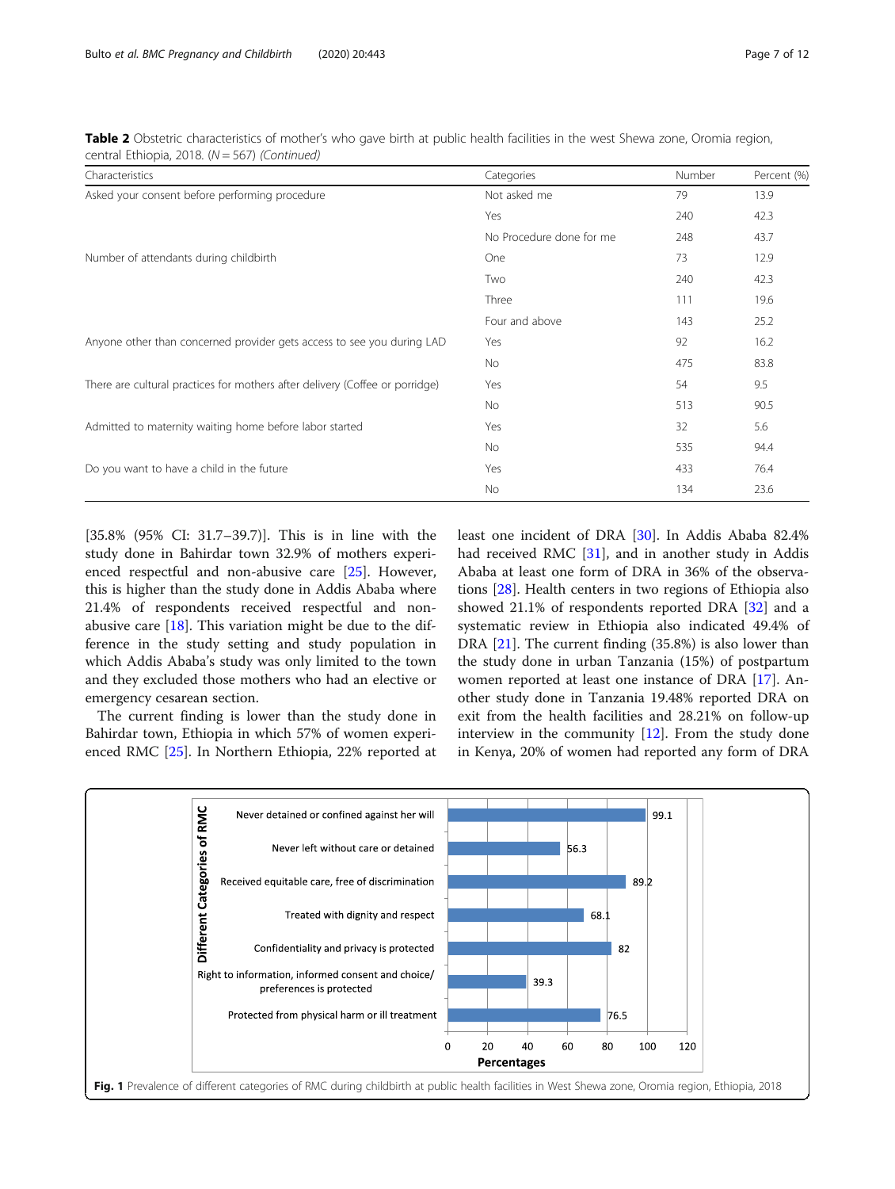**Table 2** Obstetric characteristics of mother's who gave birth at public health facilities in the west Shewa zone, Oromia region, central Ethiopia, 2018. (*N* = 567) *(Continued)*

| Characteristics | Categories | Number | Percent (%) |
|---|---|---|---|
| Asked your consent before performing procedure | Not asked me | 79 | 13.9 |
| | Yes | 240 | 42.3 |
| | No Procedure done for me | 248 | 43.7 |
| Number of attendants during childbirth | One | 73 | 12.9 |
| | Two | 240 | 42.3 |
| | Three | 111 | 19.6 |
| | Four and above | 143 | 25.2 |
| Anyone other than concerned provider gets access to see you during LAD | Yes | 92 | 16.2 |
| | No | 475 | 83.8 |
| There are cultural practices for mothers after delivery (Coffee or porridge) | Yes | 54 | 9.5 |
| | No | 513 | 90.5 |
| Admitted to maternity waiting home before labor started | Yes | 32 | 5.6 |
| | No | 535 | 94.4 |
| Do you want to have a child in the future | Yes | 433 | 76.4 |
| | No | 134 | 23.6 |

[35.8% (95% CI: 31.7–39.7)]. This is in line with the study done in Bahirdar town 32.9% of mothers experienced respectful and non-abusive care [25]. However, this is higher than the study done in Addis Ababa where 21.4% of respondents received respectful and non-abusive care [18]. This variation might be due to the difference in the study setting and study population in which Addis Ababa's study was only limited to the town and they excluded those mothers who had an elective or emergency cesarean section.

The current finding is lower than the study done in Bahirdar town, Ethiopia in which 57% of women experienced RMC [25]. In Northern Ethiopia, 22% reported at least one incident of DRA [30]. In Addis Ababa 82.4% had received RMC [31], and in another study in Addis Ababa at least one form of DRA in 36% of the observations [28]. Health centers in two regions of Ethiopia also showed 21.1% of respondents reported DRA [32] and a systematic review in Ethiopia also indicated 49.4% of DRA [21]. The current finding (35.8%) is also lower than the study done in urban Tanzania (15%) of postpartum women reported at least one instance of DRA [17]. Another study done in Tanzania 19.48% reported DRA on exit from the health facilities and 28.21% on follow-up interview in the community [12]. From the study done in Kenya, 20% of women had reported any form of DRA

| Different Categories of RMC | Percentages |
|---|---|
| Never detained or confined against her will | 99.1 |
| Never left without care or detained | 56.3 |
| Received equitable care, free of discrimination | 89.2 |
| Treated with dignity and respect | 68.1 |
| Confidentiality and privacy is protected | 82 |
| Right to information, informed consent and choice/ preferences is protected | 39.3 |
| Protected from physical harm or ill treatment | 76.5 |

**Fig. 1** Prevalence of different categories of RMC during childbirth at public health facilities in West Shewa zone, Oromia region, Ethiopia, 2018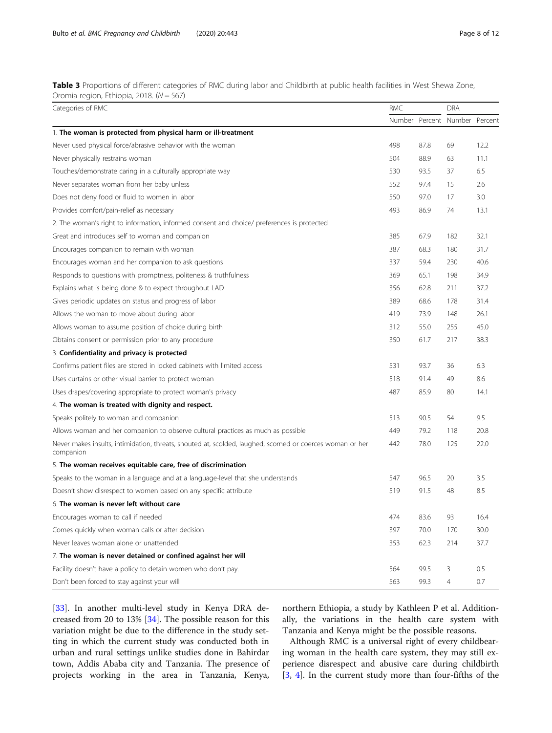**Table 3** Proportions of different categories of RMC during labor and Childbirth at public health facilities in West Shewa Zone, Oromia region, Ethiopia, 2018. ($N = 567$)

| Categories of RMC | RMC | | DRA | |
|---|---|---|---|---|
| | Number | Percent | Number | Percent |
| 1. **The woman is protected from physical harm or ill-treatment** | | | | |
| Never used physical force/abrasive behavior with the woman | 498 | 87.8 | 69 | 12.2 |
| Never physically restrains woman | 504 | 88.9 | 63 | 11.1 |
| Touches/demonstrate caring in a culturally appropriate way | 530 | 93.5 | 37 | 6.5 |
| Never separates woman from her baby unless | 552 | 97.4 | 15 | 2.6 |
| Does not deny food or fluid to women in labor | 550 | 97.0 | 17 | 3.0 |
| Provides comfort/pain-relief as necessary | 493 | 86.9 | 74 | 13.1 |
| 2. The woman's right to information, informed consent and choice/ preferences is protected | | | | |
| Great and introduces self to woman and companion | 385 | 67.9 | 182 | 32.1 |
| Encourages companion to remain with woman | 387 | 68.3 | 180 | 31.7 |
| Encourages woman and her companion to ask questions | 337 | 59.4 | 230 | 40.6 |
| Responds to questions with promptness, politeness & truthfulness | 369 | 65.1 | 198 | 34.9 |
| Explains what is being done & to expect throughout LAD | 356 | 62.8 | 211 | 37.2 |
| Gives periodic updates on status and progress of labor | 389 | 68.6 | 178 | 31.4 |
| Allows the woman to move about during labor | 419 | 73.9 | 148 | 26.1 |
| Allows woman to assume position of choice during birth | 312 | 55.0 | 255 | 45.0 |
| Obtains consent or permission prior to any procedure | 350 | 61.7 | 217 | 38.3 |
| 3. **Confidentiality and privacy is protected** | | | | |
| Confirms patient files are stored in locked cabinets with limited access | 531 | 93.7 | 36 | 6.3 |
| Uses curtains or other visual barrier to protect woman | 518 | 91.4 | 49 | 8.6 |
| Uses drapes/covering appropriate to protect woman's privacy | 487 | 85.9 | 80 | 14.1 |
| 4. **The woman is treated with dignity and respect.** | | | | |
| Speaks politely to woman and companion | 513 | 90.5 | 54 | 9.5 |
| Allows woman and her companion to observe cultural practices as much as possible | 449 | 79.2 | 118 | 20.8 |
| Never makes insults, intimidation, threats, shouted at, scolded, laughed, scorned or coerces woman or her companion | 442 | 78.0 | 125 | 22.0 |
| 5. **The woman receives equitable care, free of discrimination** | | | | |
| Speaks to the woman in a language and at a language-level that she understands | 547 | 96.5 | 20 | 3.5 |
| Doesn't show disrespect to women based on any specific attribute | 519 | 91.5 | 48 | 8.5 |
| 6. **The woman is never left without care** | | | | |
| Encourages woman to call if needed | 474 | 83.6 | 93 | 16.4 |
| Comes quickly when woman calls or after decision | 397 | 70.0 | 170 | 30.0 |
| Never leaves woman alone or unattended | 353 | 62.3 | 214 | 37.7 |
| 7. **The woman is never detained or confined against her will** | | | | |
| Facility doesn't have a policy to detain women who don't pay. | 564 | 99.5 | 3 | 0.5 |
| Don't been forced to stay against your will | 563 | 99.3 | 4 | 0.7 |

[33]. In another multi-level study in Kenya DRA decreased from 20 to 13% [34]. The possible reason for this variation might be due to the difference in the study setting in which the current study was conducted both in urban and rural settings unlike studies done in Bahirdar town, Addis Ababa city and Tanzania. The presence of projects working in the area in Tanzania, Kenya, northern Ethiopia, a study by Kathleen P et al. Additionally, the variations in the health care system with Tanzania and Kenya might be the possible reasons.

Although RMC is a universal right of every childbearing woman in the health care system, they may still experience disrespect and abusive care during childbirth [3, 4]. In the current study more than four-fifths of the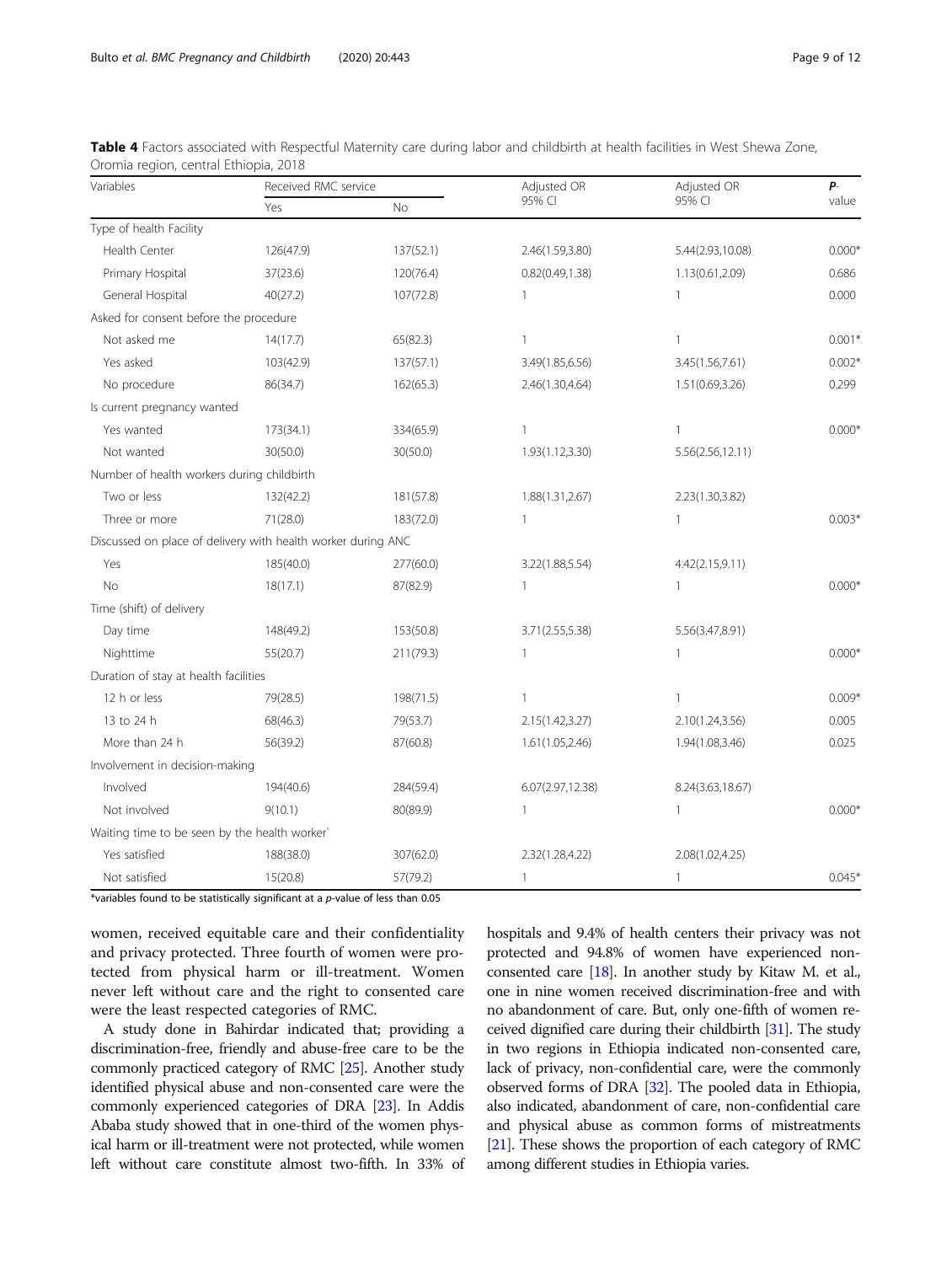**Table 4** Factors associated with Respectful Maternity care during labor and childbirth at health facilities in West Shewa Zone, Oromia region, central Ethiopia, 2018

| Variables | Received RMC service | | Adjusted OR 95% CI | Adjusted OR 95% CI | *P*-value |
|---|---|---|---|---|---|
| | Yes | No | | | |
| Type of health Facility | | | | | |
| Health Center | 126(47.9) | 137(52.1) | 2.46(1.59,3.80) | 5.44(2.93,10.08) | 0.000* |
| Primary Hospital | 37(23.6) | 120(76.4) | 0.82(0.49,1.38) | 1.13(0.61,2.09) | 0.686 |
| General Hospital | 40(27.2) | 107(72.8) | 1 | 1 | 0.000 |
| Asked for consent before the procedure | | | | | |
| Not asked me | 14(17.7) | 65(82.3) | 1 | 1 | 0.001* |
| Yes asked | 103(42.9) | 137(57.1) | 3.49(1.85,6.56) | 3.45(1.56,7.61) | 0.002* |
| No procedure | 86(34.7) | 162(65.3) | 2.46(1.30,4.64) | 1.51(0.69,3.26) | 0.299 |
| Is current pregnancy wanted | | | | | |
| Yes wanted | 173(34.1) | 334(65.9) | 1 | 1 | 0.000* |
| Not wanted | 30(50.0) | 30(50.0) | 1.93(1.12,3.30) | 5.56(2.56,12.11) | |
| Number of health workers during childbirth | | | | | |
| Two or less | 132(42.2) | 181(57.8) | 1.88(1.31,2.67) | 2.23(1.30,3.82) | |
| Three or more | 71(28.0) | 183(72.0) | 1 | 1 | 0.003* |
| Discussed on place of delivery with health worker during ANC | | | | | |
| Yes | 185(40.0) | 277(60.0) | 3.22(1.88,5.54) | 4.42(2.15,9.11) | |
| No | 18(17.1) | 87(82.9) | 1 | 1 | 0.000* |
| Time (shift) of delivery | | | | | |
| Day time | 148(49.2) | 153(50.8) | 3.71(2.55,5.38) | 5.56(3.47,8.91) | |
| Nighttime | 55(20.7) | 211(79.3) | 1 | 1 | 0.000* |
| Duration of stay at health facilities | | | | | |
| 12 h or less | 79(28.5) | 198(71.5) | 1 | 1 | 0.009* |
| 13 to 24 h | 68(46.3) | 79(53.7) | 2.15(1.42,3.27) | 2.10(1.24,3.56) | 0.005 |
| More than 24 h | 56(39.2) | 87(60.8) | 1.61(1.05,2.46) | 1.94(1.08,3.46) | 0.025 |
| Involvement in decision-making | | | | | |
| Involved | 194(40.6) | 284(59.4) | 6.07(2.97,12.38) | 8.24(3.63,18.67) | |
| Not involved | 9(10.1) | 80(89.9) | 1 | 1 | 0.000* |
| Waiting time to be seen by the health worker` | | | | | |
| Yes satisfied | 188(38.0) | 307(62.0) | 2.32(1.28,4.22) | 2.08(1.02,4.25) | |
| Not satisfied | 15(20.8) | 57(79.2) | 1 | 1 | 0.045* |

*variables found to be statistically significant at a *p*-value of less than 0.05

women, received equitable care and their confidentiality and privacy protected. Three fourth of women were protected from physical harm or ill-treatment. Women never left without care and the right to consented care were the least respected categories of RMC.

A study done in Bahirdar indicated that; providing a discrimination-free, friendly and abuse-free care to be the commonly practiced category of RMC [25]. Another study identified physical abuse and non-consented care were the commonly experienced categories of DRA [23]. In Addis Ababa study showed that in one-third of the women physical harm or ill-treatment were not protected, while women left without care constitute almost two-fifth. In 33% of hospitals and 9.4% of health centers their privacy was not protected and 94.8% of women have experienced non-consented care [18]. In another study by Kitaw M. et al., one in nine women received discrimination-free and with no abandonment of care. But, only one-fifth of women received dignified care during their childbirth [31]. The study in two regions in Ethiopia indicated non-consented care, lack of privacy, non-confidential care, were the commonly observed forms of DRA [32]. The pooled data in Ethiopia, also indicated, abandonment of care, non-confidential care and physical abuse as common forms of mistreatments [21]. These shows the proportion of each category of RMC among different studies in Ethiopia varies.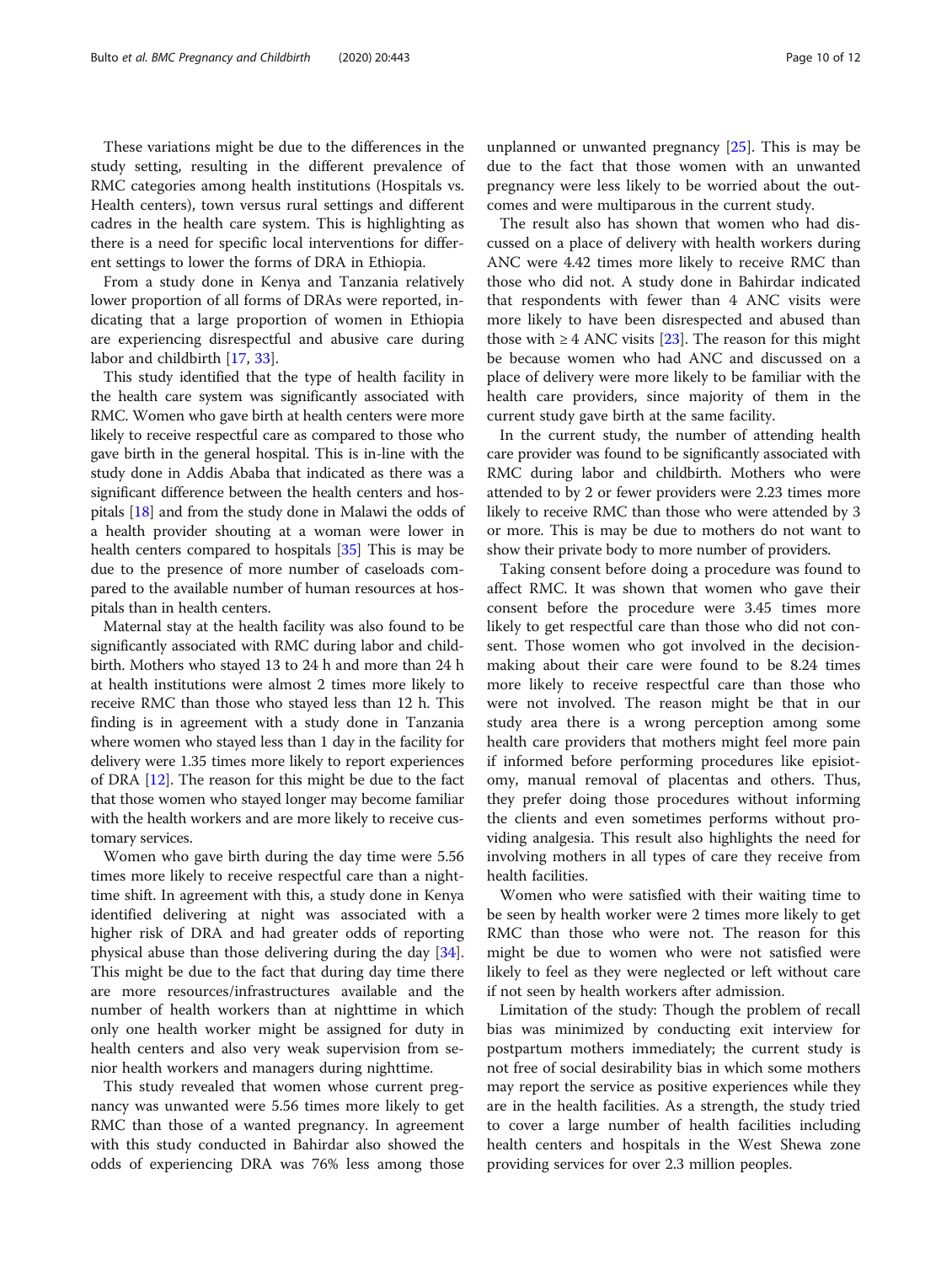These variations might be due to the differences in the study setting, resulting in the different prevalence of RMC categories among health institutions (Hospitals vs. Health centers), town versus rural settings and different cadres in the health care system. This is highlighting as there is a need for specific local interventions for different settings to lower the forms of DRA in Ethiopia.

From a study done in Kenya and Tanzania relatively lower proportion of all forms of DRAs were reported, indicating that a large proportion of women in Ethiopia are experiencing disrespectful and abusive care during labor and childbirth [17, 33].

This study identified that the type of health facility in the health care system was significantly associated with RMC. Women who gave birth at health centers were more likely to receive respectful care as compared to those who gave birth in the general hospital. This is in-line with the study done in Addis Ababa that indicated as there was a significant difference between the health centers and hospitals [18] and from the study done in Malawi the odds of a health provider shouting at a woman were lower in health centers compared to hospitals [35] This is may be due to the presence of more number of caseloads compared to the available number of human resources at hospitals than in health centers.

Maternal stay at the health facility was also found to be significantly associated with RMC during labor and childbirth. Mothers who stayed 13 to 24 h and more than 24 h at health institutions were almost 2 times more likely to receive RMC than those who stayed less than 12 h. This finding is in agreement with a study done in Tanzania where women who stayed less than 1 day in the facility for delivery were 1.35 times more likely to report experiences of DRA [12]. The reason for this might be due to the fact that those women who stayed longer may become familiar with the health workers and are more likely to receive customary services.

Women who gave birth during the day time were 5.56 times more likely to receive respectful care than a nighttime shift. In agreement with this, a study done in Kenya identified delivering at night was associated with a higher risk of DRA and had greater odds of reporting physical abuse than those delivering during the day [34]. This might be due to the fact that during day time there are more resources/infrastructures available and the number of health workers than at nighttime in which only one health worker might be assigned for duty in health centers and also very weak supervision from senior health workers and managers during nighttime.

This study revealed that women whose current pregnancy was unwanted were 5.56 times more likely to get RMC than those of a wanted pregnancy. In agreement with this study conducted in Bahirdar also showed the odds of experiencing DRA was 76% less among those unplanned or unwanted pregnancy [25]. This is may be due to the fact that those women with an unwanted pregnancy were less likely to be worried about the outcomes and were multiparous in the current study.

The result also has shown that women who had discussed on a place of delivery with health workers during ANC were 4.42 times more likely to receive RMC than those who did not. A study done in Bahirdar indicated that respondents with fewer than 4 ANC visits were more likely to have been disrespected and abused than those with ≥ 4 ANC visits [23]. The reason for this might be because women who had ANC and discussed on a place of delivery were more likely to be familiar with the health care providers, since majority of them in the current study gave birth at the same facility.

In the current study, the number of attending health care provider was found to be significantly associated with RMC during labor and childbirth. Mothers who were attended to by 2 or fewer providers were 2.23 times more likely to receive RMC than those who were attended by 3 or more. This is may be due to mothers do not want to show their private body to more number of providers.

Taking consent before doing a procedure was found to affect RMC. It was shown that women who gave their consent before the procedure were 3.45 times more likely to get respectful care than those who did not consent. Those women who got involved in the decision-making about their care were found to be 8.24 times more likely to receive respectful care than those who were not involved. The reason might be that in our study area there is a wrong perception among some health care providers that mothers might feel more pain if informed before performing procedures like episiotomy, manual removal of placentas and others. Thus, they prefer doing those procedures without informing the clients and even sometimes performs without providing analgesia. This result also highlights the need for involving mothers in all types of care they receive from health facilities.

Women who were satisfied with their waiting time to be seen by health worker were 2 times more likely to get RMC than those who were not. The reason for this might be due to women who were not satisfied were likely to feel as they were neglected or left without care if not seen by health workers after admission.

Limitation of the study: Though the problem of recall bias was minimized by conducting exit interview for postpartum mothers immediately; the current study is not free of social desirability bias in which some mothers may report the service as positive experiences while they are in the health facilities. As a strength, the study tried to cover a large number of health facilities including health centers and hospitals in the West Shewa zone providing services for over 2.3 million peoples.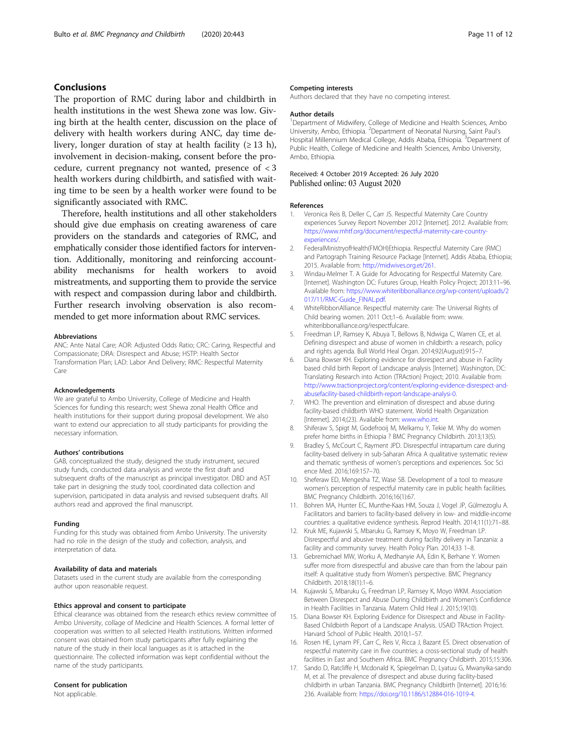## Conclusions

The proportion of RMC during labor and childbirth in health institutions in the west Shewa zone was low. Giving birth at the health center, discussion on the place of delivery with health workers during ANC, day time delivery, longer duration of stay at health facility (≥ 13 h), involvement in decision-making, consent before the procedure, current pregnancy not wanted, presence of < 3 health workers during childbirth, and satisfied with waiting time to be seen by a health worker were found to be significantly associated with RMC.

Therefore, health institutions and all other stakeholders should give due emphasis on creating awareness of care providers on the standards and categories of RMC, and emphatically consider those identified factors for intervention. Additionally, monitoring and reinforcing accountability mechanisms for health workers to avoid mistreatments, and supporting them to provide the service with respect and compassion during labor and childbirth. Further research involving observation is also recommended to get more information about RMC services.

### Abbreviations

ANC: Ante Natal Care; AOR: Adjusted Odds Ratio; CRC: Caring, Respectful and Compassionate; DRA: Disrespect and Abuse; HSTP: Health Sector Transformation Plan; LAD: Labor And Delivery; RMC: Respectful Maternity Care

### Acknowledgements

We are grateful to Ambo University, College of Medicine and Health Sciences for funding this research; west Shewa zonal Health Office and health institutions for their support during proposal development. We also want to extend our appreciation to all study participants for providing the necessary information.

### Authors' contributions

GAB, conceptualized the study, designed the study instrument, secured study funds, conducted data analysis and wrote the first draft and subsequent drafts of the manuscript as principal investigator. DBD and AST take part in designing the study tool, coordinated data collection and supervision, participated in data analysis and revised subsequent drafts. All authors read and approved the final manuscript.

### Funding

Funding for this study was obtained from Ambo University. The university had no role in the design of the study and collection, analysis, and interpretation of data.

### Availability of data and materials

Datasets used in the current study are available from the corresponding author upon reasonable request.

### Ethics approval and consent to participate

Ethical clearance was obtained from the research ethics review committee of Ambo University, collage of Medicine and Health Sciences. A formal letter of cooperation was written to all selected Health institutions. Written informed consent was obtained from study participants after fully explaining the nature of the study in their local languages as it is attached in the questionnaire. The collected information was kept confidential without the name of the study participants.

### Consent for publication

Not applicable.

### Competing interests

Authors declared that they have no competing interest.

### Author details

[1]Department of Midwifery, College of Medicine and Health Sciences, Ambo University, Ambo, Ethiopia. [2]Department of Neonatal Nursing, Saint Paul's Hospital Millennium Medical College, Addis Ababa, Ethiopia. [3]Department of Public Health, College of Medicine and Health Sciences, Ambo University, Ambo, Ethiopia.

Received: 4 October 2019 Accepted: 26 July 2020
Published online: 03 August 2020

### References

1. Veronica Reis B, Deller C, Carr JS. Respectful Maternity Care Country experiences Survey Report November 2012 [Internet]. 2012. Available from: https://www.mhtf.org/document/respectful-maternity-care-country-experiences/.
2. FederalMinistryofHealth(FMOH)Ethiopia. Respectful Maternity Care (RMC) and Partograph Training Resource Package [Internet]. Addis Ababa, Ethiopia; 2015. Available from: http://midwives.org.et/261.
3. Windau-Melmer T. A Guide for Advocating for Respectful Maternity Care. [Internet]. Washington DC: Futures Group, Health Policy Project; 2013:11–96. Available from: https://www.whiteribbonalliance.org/wp-content/uploads/2017/11/RMC-Guide_FINAL.pdf.
4. WhiteRibbonAlliance. Respectful maternity care: The Universal Rights of Child bearing women. 2011 Oct;1–6. Available from: www.whiteribbonalliance.org/respectfulcare.
5. Freedman LP, Ramsey K, Abuya T, Bellows B, Ndwiga C, Warren CE, et al. Defining disrespect and abuse of women in childbirth: a research, policy and rights agenda. Bull World Heal Organ. 2014;92(August):915–7.
6. Diana Bowser KH. Exploring evidence for disrespect and abuse in Facility based child birth Report of Landscape analysis [Internet]. Washington, DC: Translating Research into Action (TRAction) Project; 2010. Available from: http://www.tractionproject.org/content/exploring-evidence-disrespect-and-abusefacility-based-childbirth-report-landscape-analysi-0.
7. WHO. The prevention and elimination of disrespect and abuse during facility-based childbirth WHO statement. World Health Organization [Internet]. 2014;(23). Available from: www.who.int.
8. Shiferaw S, Spigt M, Godefrooij M, Melkamu Y, Tekie M. Why do women prefer home births in Ethiopia ? BMC Pregnancy Childbirth. 2013;13(5).
9. Bradley S, McCourt C, Rayment JPD. Disrespectful intrapartum care during facility-based delivery in sub-Saharan Africa A qualitative systematic review and thematic synthesis of women's perceptions and experiences. Soc Sci ence Med. 2016;169:157–70.
10. Sheferaw ED, Mengesha TZ, Wase SB. Development of a tool to measure women's perception of respectful maternity care in public health facilities. BMC Pregnancy Childbirth. 2016;16(1):67.
11. Bohren MA, Hunter EC, Munthe-Kaas HM, Souza J, Vogel JP, Gülmezoglu A. Facilitators and barriers to facility-based delivery in low- and middle-income countries: a qualitative evidence synthesis. Reprod Health. 2014;11(1):71–88.
12. Kruk ME, Kujawski S, Mbaruku G, Ramsey K, Moyo W, Freedman LP. Disrespectful and abusive treatment during facility delivery in Tanzania: a facility and community survey. Health Policy Plan. 2014;33 1–8.
13. Gebremichael MW, Worku A, Medhanyie AA, Edin K, Berhane Y. Women suffer more from disrespectful and abusive care than from the labour pain itself: A qualitative study from Women's perspective. BMC Pregnancy Childbirth. 2018;18(1):1–6.
14. Kujawski S, Mbaruku G, Freedman LP, Ramsey K, Moyo WKM. Association Between Disrespect and Abuse During Childbirth and Women's Confidence in Health Facilities in Tanzania. Matern Child Heal J. 2015;19(10).
15. Diana Bowser KH. Exploring Evidence for Disrespect and Abuse in Facility-Based Childbirth Report of a Landscape Analysis. USAID TRAction Project. Harvard School of Public Health. 2010;1–57.
16. Rosen HE, Lynam PF, Carr C, Reis V, Ricca J, Bazant ES. Direct observation of respectful maternity care in five countries: a cross-sectional study of health facilities in East and Southern Africa. BMC Pregnancy Childbirth. 2015;15:306.
17. Sando D, Ratcliffe H, Mcdonald K, Spiegelman D, Lyatuu G, Mwanyika-sando M, et al. The prevalence of disrespect and abuse during facility-based childbirth in urban Tanzania. BMC Pregnancy Childbirth [Internet]. 2016;16: 236. Available from: https://doi.org/10.1186/s12884-016-1019-4.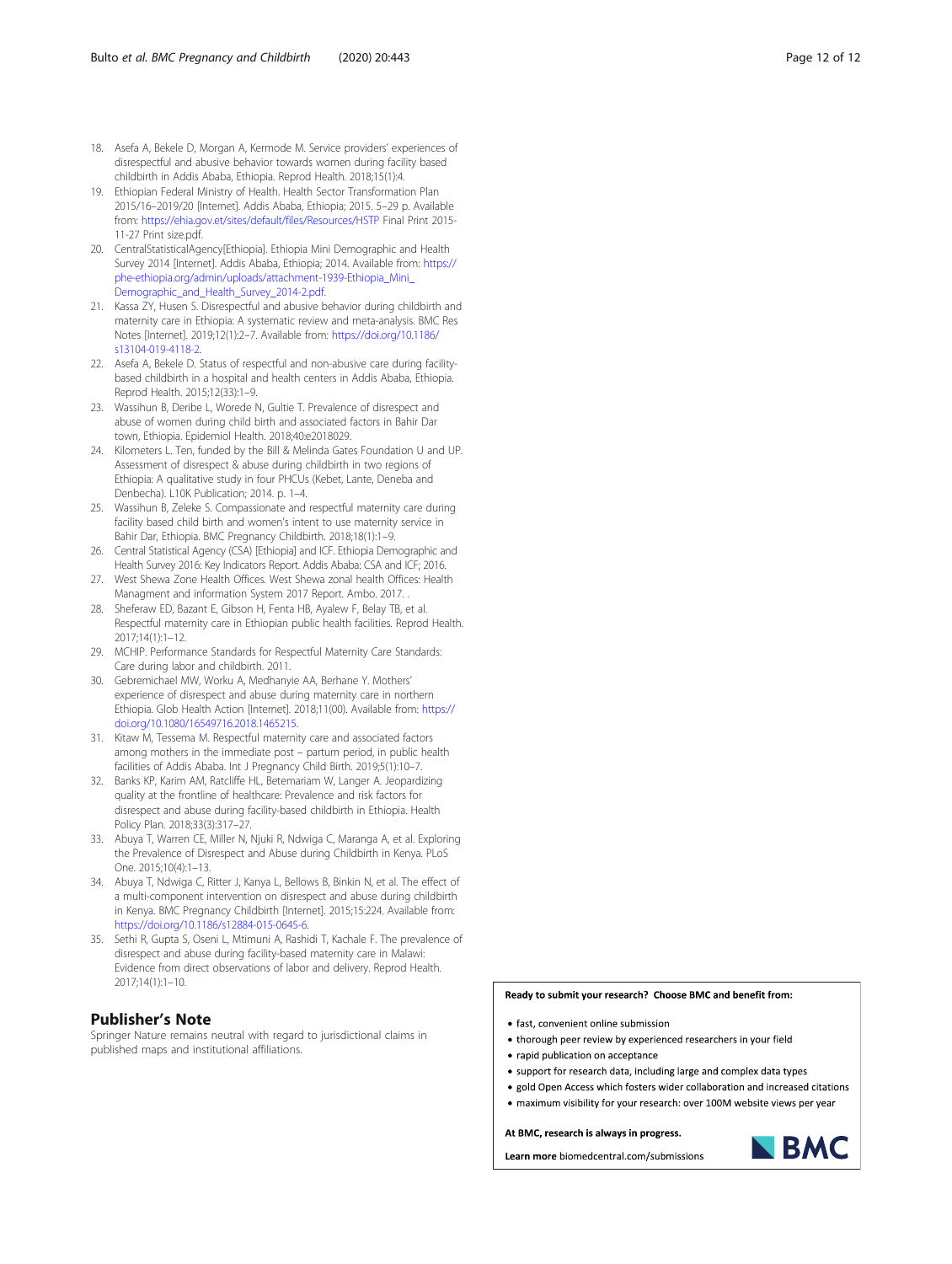18. Asefa A, Bekele D, Morgan A, Kermode M. Service providers' experiences of disrespectful and abusive behavior towards women during facility based childbirth in Addis Ababa, Ethiopia. Reprod Health. 2018;15(1):4.
19. Ethiopian Federal Ministry of Health. Health Sector Transformation Plan 2015/16–2019/20 [Internet]. Addis Ababa, Ethiopia; 2015. 5–29 p. Available from: https://ehia.gov.et/sites/default/files/Resources/HSTP Final Print 2015-11-27 Print size.pdf.
20. CentralStatisticalAgency[Ethiopia]. Ethiopia Mini Demographic and Health Survey 2014 [Internet]. Addis Ababa, Ethiopia; 2014. Available from: https://phe-ethiopia.org/admin/uploads/attachment-1939-Ethiopia_Mini_Demographic_and_Health_Survey_2014-2.pdf.
21. Kassa ZY, Husen S. Disrespectful and abusive behavior during childbirth and maternity care in Ethiopia: A systematic review and meta-analysis. BMC Res Notes [Internet]. 2019;12(1):2–7. Available from: https://doi.org/10.1186/s13104-019-4118-2.
22. Asefa A, Bekele D. Status of respectful and non-abusive care during facility-based childbirth in a hospital and health centers in Addis Ababa, Ethiopia. Reprod Health. 2015;12(33):1–9.
23. Wassihun B, Deribe L, Worede N, Gultie T. Prevalence of disrespect and abuse of women during child birth and associated factors in Bahir Dar town, Ethiopia. Epidemiol Health. 2018;40:e2018029.
24. Kilometers L. Ten, funded by the Bill & Melinda Gates Foundation U and UP. Assessment of disrespect & abuse during childbirth in two regions of Ethiopia: A qualitative study in four PHCUs (Kebet, Lante, Deneba and Denbecha). L10K Publication; 2014. p. 1–4.
25. Wassihun B, Zeleke S. Compassionate and respectful maternity care during facility based child birth and women's intent to use maternity service in Bahir Dar, Ethiopia. BMC Pregnancy Childbirth. 2018;18(1):1–9.
26. Central Statistical Agency (CSA) [Ethiopia] and ICF. Ethiopia Demographic and Health Survey 2016: Key Indicators Report. Addis Ababa: CSA and ICF; 2016.
27. West Shewa Zone Health Offices. West Shewa zonal health Offices: Health Managment and information System 2017 Report. Ambo. 2017. .
28. Sheferaw ED, Bazant E, Gibson H, Fenta HB, Ayalew F, Belay TB, et al. Respectful maternity care in Ethiopian public health facilities. Reprod Health. 2017;14(1):1–12.
29. MCHIP. Performance Standards for Respectful Maternity Care Standards: Care during labor and childbirth. 2011.
30. Gebremichael MW, Worku A, Medhanyie AA, Berhane Y. Mothers' experience of disrespect and abuse during maternity care in northern Ethiopia. Glob Health Action [Internet]. 2018;11(00). Available from: https://doi.org/10.1080/16549716.2018.1465215.
31. Kitaw M, Tessema M. Respectful maternity care and associated factors among mothers in the immediate post – partum period, in public health facilities of Addis Ababa. Int J Pregnancy Child Birth. 2019;5(1):10–7.
32. Banks KP, Karim AM, Ratcliffe HL, Betemariam W, Langer A. Jeopardizing quality at the frontline of healthcare: Prevalence and risk factors for disrespect and abuse during facility-based childbirth in Ethiopia. Health Policy Plan. 2018;33(3):317–27.
33. Abuya T, Warren CE, Miller N, Njuki R, Ndwiga C, Maranga A, et al. Exploring the Prevalence of Disrespect and Abuse during Childbirth in Kenya. PLoS One. 2015;10(4):1–13.
34. Abuya T, Ndwiga C, Ritter J, Kanya L, Bellows B, Binkin N, et al. The effect of a multi-component intervention on disrespect and abuse during childbirth in Kenya. BMC Pregnancy Childbirth [Internet]. 2015;15:224. Available from: https://doi.org/10.1186/s12884-015-0645-6.
35. Sethi R, Gupta S, Oseni L, Mtimuni A, Rashidi T, Kachale F. The prevalence of disrespect and abuse during facility-based maternity care in Malawi: Evidence from direct observations of labor and delivery. Reprod Health. 2017;14(1):1–10.

## Publisher's Note

Springer Nature remains neutral with regard to jurisdictional claims in published maps and institutional affiliations.

**Ready to submit your research? Choose BMC and benefit from:**

- fast, convenient online submission
- thorough peer review by experienced researchers in your field
- rapid publication on acceptance
- support for research data, including large and complex data types
- gold Open Access which fosters wider collaboration and increased citations
- maximum visibility for your research: over 100M website views per year

**At BMC, research is always in progress.**

**Learn more** biomedcentral.com/submissions

BMC